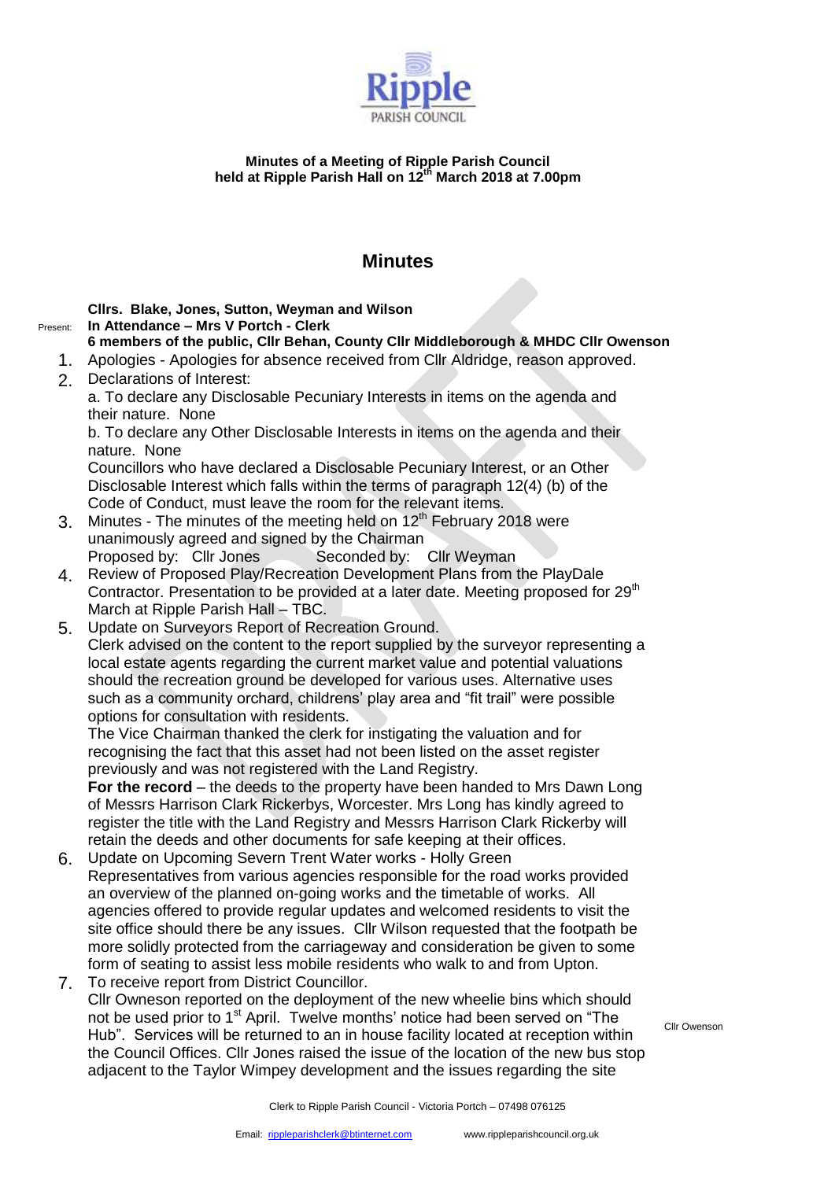Ripple PARISH COUNCIL

**Minutes of a Meeting of Ripple Parish Council held at Ripple Parish Hall on 12th March 2018 at 7.00pm**

## Minutes

Present: **Cllrs. Blake, Jones, Sutton, Weyman and Wilson**
**In Attendance – Mrs V Portch - Clerk**
**6 members of the public, Cllr Behan, County Cllr Middleborough & MHDC Cllr Owenson**

1. Apologies - Apologies for absence received from Cllr Aldridge, reason approved.
2. Declarations of Interest:
   a. To declare any Disclosable Pecuniary Interests in items on the agenda and their nature. None
   b. To declare any Other Disclosable Interests in items on the agenda and their nature. None
   Councillors who have declared a Disclosable Pecuniary Interest, or an Other Disclosable Interest which falls within the terms of paragraph 12(4) (b) of the Code of Conduct, must leave the room for the relevant items.
3. Minutes - The minutes of the meeting held on 12th February 2018 were unanimously agreed and signed by the Chairman
   Proposed by: Cllr Jones Seconded by: Cllr Weyman
4. Review of Proposed Play/Recreation Development Plans from the PlayDale Contractor. Presentation to be provided at a later date. Meeting proposed for 29th March at Ripple Parish Hall – TBC.
5. Update on Surveyors Report of Recreation Ground.
   Clerk advised on the content to the report supplied by the surveyor representing a local estate agents regarding the current market value and potential valuations should the recreation ground be developed for various uses. Alternative uses such as a community orchard, childrens' play area and "fit trail" were possible options for consultation with residents.
   The Vice Chairman thanked the clerk for instigating the valuation and for recognising the fact that this asset had not been listed on the asset register previously and was not registered with the Land Registry.
   **For the record** – the deeds to the property have been handed to Mrs Dawn Long of Messrs Harrison Clark Rickerbys, Worcester. Mrs Long has kindly agreed to register the title with the Land Registry and Messrs Harrison Clark Rickerby will retain the deeds and other documents for safe keeping at their offices.
6. Update on Upcoming Severn Trent Water works - Holly Green
   Representatives from various agencies responsible for the road works provided an overview of the planned on-going works and the timetable of works. All agencies offered to provide regular updates and welcomed residents to visit the site office should there be any issues. Cllr Wilson requested that the footpath be more solidly protected from the carriageway and consideration be given to some form of seating to assist less mobile residents who walk to and from Upton.
7. To receive report from District Councillor.
   Cllr Owneson reported on the deployment of the new wheelie bins which should not be used prior to 1st April. Twelve months' notice had been served on "The Hub". Services will be returned to an in house facility located at reception within the Council Offices. Cllr Jones raised the issue of the location of the new bus stop adjacent to the Taylor Wimpey development and the issues regarding the site

   Cllr Owenson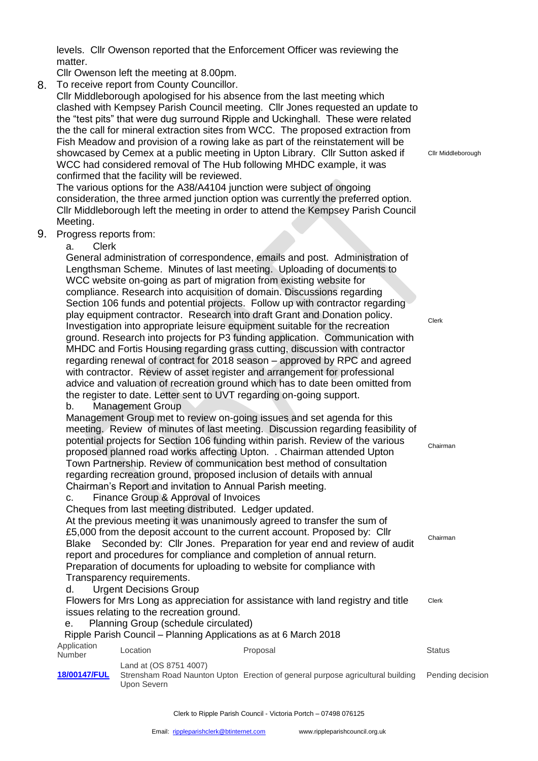levels. Cllr Owenson reported that the Enforcement Officer was reviewing the matter.

Cllr Owenson left the meeting at 8.00pm.

8. To receive report from County Councillor.

Cllr Middleborough apologised for his absence from the last meeting which clashed with Kempsey Parish Council meeting. Cllr Jones requested an update to the "test pits" that were dug surround Ripple and Uckinghall. These were related the the call for mineral extraction sites from WCC. The proposed extraction from Fish Meadow and provision of a rowing lake as part of the reinstatement will be showcased by Cemex at a public meeting in Upton Library. Cllr Sutton asked if WCC had considered removal of The Hub following MHDC example, it was confirmed that the facility will be reviewed. — Cllr Middleborough

The various options for the A38/A4104 junction were subject of ongoing consideration, the three armed junction option was currently the preferred option. Cllr Middleborough left the meeting in order to attend the Kempsey Parish Council Meeting.

9. Progress reports from:

   a. Clerk

   General administration of correspondence, emails and post. Administration of Lengthsman Scheme. Minutes of last meeting. Uploading of documents to WCC website on-going as part of migration from existing website for compliance. Research into acquisition of domain. Discussions regarding Section 106 funds and potential projects. Follow up with contractor regarding play equipment contractor. Research into draft Grant and Donation policy. Investigation into appropriate leisure equipment suitable for the recreation ground. Research into projects for P3 funding application. Communication with MHDC and Fortis Housing regarding grass cutting, discussion with contractor regarding renewal of contract for 2018 season – approved by RPC and agreed with contractor. Review of asset register and arrangement for professional advice and valuation of recreation ground which has to date been omitted from the register to date. Letter sent to UVT regarding on-going support. — Clerk

   b. Management Group

   Management Group met to review on-going issues and set agenda for this meeting. Review of minutes of last meeting. Discussion regarding feasibility of potential projects for Section 106 funding within parish. Review of the various proposed planned road works affecting Upton. . Chairman attended Upton Town Partnership. Review of communication best method of consultation regarding recreation ground, proposed inclusion of details with annual Chairman's Report and invitation to Annual Parish meeting. — Chairman

   c. Finance Group & Approval of Invoices

   Cheques from last meeting distributed. Ledger updated.

   At the previous meeting it was unanimously agreed to transfer the sum of £5,000 from the deposit account to the current account. Proposed by: Cllr Blake Seconded by: Cllr Jones. Preparation for year end and review of audit report and procedures for compliance and completion of annual return. Preparation of documents for uploading to website for compliance with Transparency requirements. — Chairman

   d. Urgent Decisions Group

   Flowers for Mrs Long as appreciation for assistance with land registry and title issues relating to the recreation ground. — Clerk

   e. Planning Group (schedule circulated)

   Ripple Parish Council – Planning Applications as at 6 March 2018

| Application Number | Location | Proposal | Status |
|---|---|---|---|
| 18/00147/FUL | Land at (OS 8751 4007) Strensham Road Naunton Upton Upon Severn | Erection of general purpose agricultural building | Pending decision |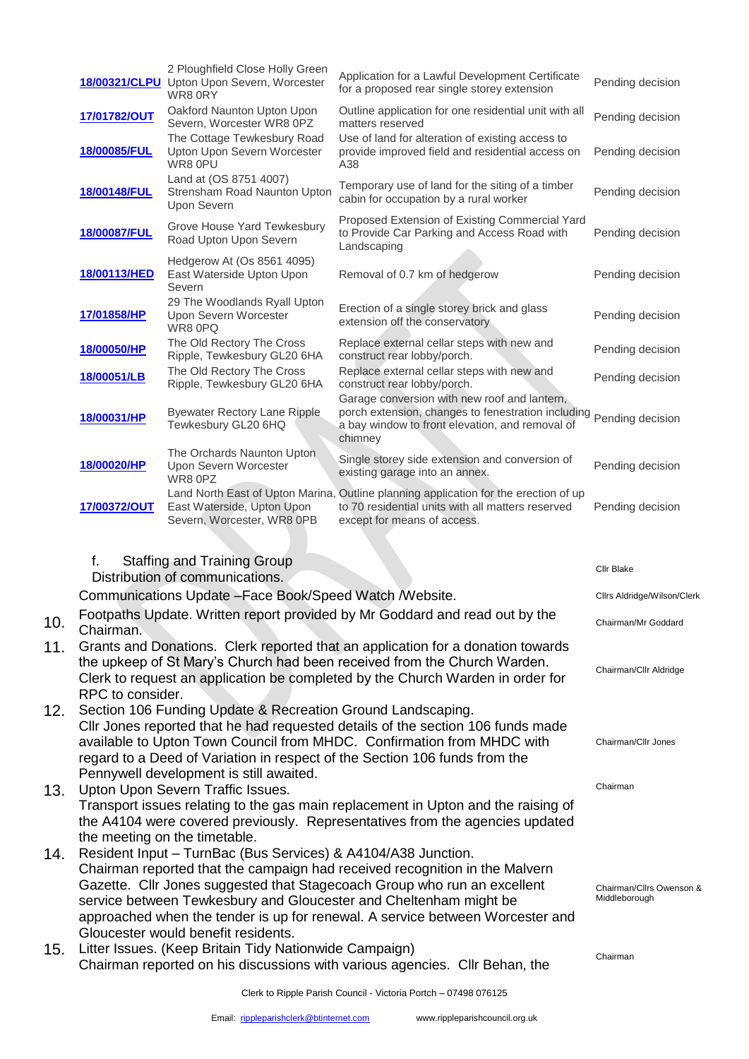| | | | |
|---|---|---|---|
| 18/00321/CLPU | 2 Ploughfield Close Holly Green Upton Upon Severn, Worcester WR8 0RY | Application for a Lawful Development Certificate for a proposed rear single storey extension | Pending decision |
| 17/01782/OUT | Oakford Naunton Upton Upon Severn, Worcester WR8 0PZ | Outline application for one residential unit with all matters reserved | Pending decision |
| 18/00085/FUL | The Cottage Tewkesbury Road Upton Upon Severn Worcester WR8 0PU | Use of land for alteration of existing access to provide improved field and residential access on A38 | Pending decision |
| 18/00148/FUL | Land at (OS 8751 4007) Strensham Road Naunton Upton Upon Severn | Temporary use of land for the siting of a timber cabin for occupation by a rural worker | Pending decision |
| 18/00087/FUL | Grove House Yard Tewkesbury Road Upton Upon Severn | Proposed Extension of Existing Commercial Yard to Provide Car Parking and Access Road with Landscaping | Pending decision |
| 18/00113/HED | Hedgerow At (Os 8561 4095) East Waterside Upton Upon Severn | Removal of 0.7 km of hedgerow | Pending decision |
| 17/01858/HP | 29 The Woodlands Ryall Upton Upon Severn Worcester WR8 0PQ | Erection of a single storey brick and glass extension off the conservatory | Pending decision |
| 18/00050/HP | The Old Rectory The Cross Ripple, Tewkesbury GL20 6HA | Replace external cellar steps with new and construct rear lobby/porch. | Pending decision |
| 18/00051/LB | The Old Rectory The Cross Ripple, Tewkesbury GL20 6HA | Replace external cellar steps with new and construct rear lobby/porch. | Pending decision |
| 18/00031/HP | Byewater Rectory Lane Ripple Tewkesbury GL20 6HQ | Garage conversion with new roof and lantern, porch extension, changes to fenestration including a bay window to front elevation, and removal of chimney | Pending decision |
| 18/00020/HP | The Orchards Naunton Upton Upon Severn Worcester WR8 0PZ | Single storey side extension and conversion of existing garage into an annex. | Pending decision |
| 17/00372/OUT | Land North East of Upton Marina, East Waterside, Upton Upon Severn, Worcester, WR8 0PB | Outline planning application for the erection of up to 70 residential units with all matters reserved except for means of access. | Pending decision |

f. Staffing and Training Group
Distribution of communications. — Cllr Blake

Communications Update –Face Book/Speed Watch /Website. — Cllrs Aldridge/Wilson/Clerk

10. Footpaths Update. Written report provided by Mr Goddard and read out by the Chairman. — Chairman/Mr Goddard

11. Grants and Donations. Clerk reported that an application for a donation towards the upkeep of St Mary's Church had been received from the Church Warden. Clerk to request an application be completed by the Church Warden in order for RPC to consider. — Chairman/Cllr Aldridge

12. Section 106 Funding Update & Recreation Ground Landscaping.
Cllr Jones reported that he had requested details of the section 106 funds made available to Upton Town Council from MHDC. Confirmation from MHDC with regard to a Deed of Variation in respect of the Section 106 funds from the Pennywell development is still awaited. — Chairman/Cllr Jones

13. Upton Upon Severn Traffic Issues.
Transport issues relating to the gas main replacement in Upton and the raising of the A4104 were covered previously. Representatives from the agencies updated the meeting on the timetable. — Chairman

14. Resident Input – TurnBac (Bus Services) & A4104/A38 Junction.
Chairman reported that the campaign had received recognition in the Malvern Gazette. Cllr Jones suggested that Stagecoach Group who run an excellent service between Tewkesbury and Gloucester and Cheltenham might be approached when the tender is up for renewal. A service between Worcester and Gloucester would benefit residents. — Chairman/Cllrs Owenson & Middleborough

15. Litter Issues. (Keep Britain Tidy Nationwide Campaign)
Chairman reported on his discussions with various agencies. Cllr Behan, the — Chairman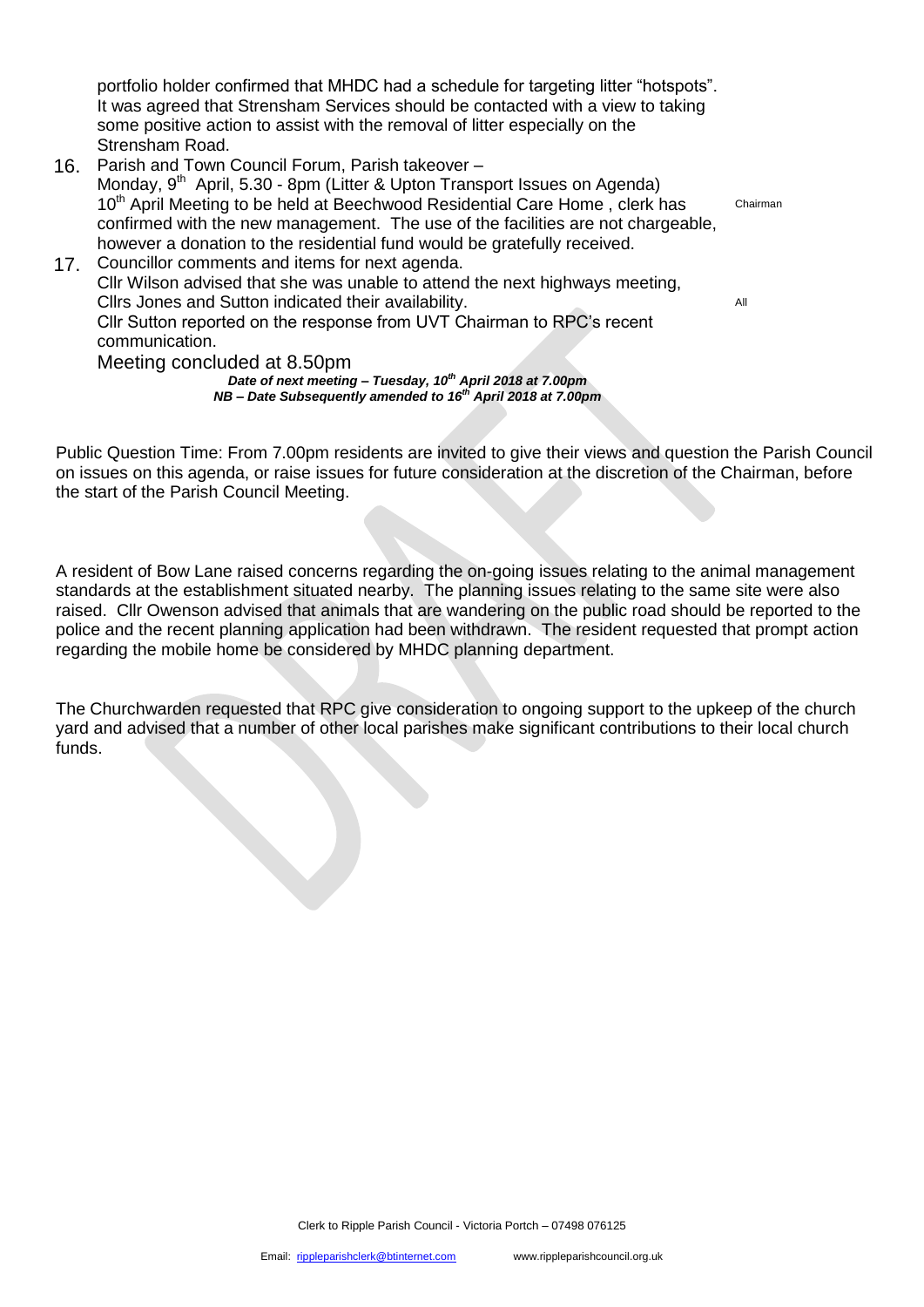portfolio holder confirmed that MHDC had a schedule for targeting litter "hotspots". It was agreed that Strensham Services should be contacted with a view to taking some positive action to assist with the removal of litter especially on the Strensham Road.

16. Parish and Town Council Forum, Parish takeover – Monday, 9th April, 5.30 - 8pm (Litter & Upton Transport Issues on Agenda) 10th April Meeting to be held at Beechwood Residential Care Home , clerk has confirmed with the new management. The use of the facilities are not chargeable, however a donation to the residential fund would be gratefully received. — Chairman

17. Councillor comments and items for next agenda. Cllr Wilson advised that she was unable to attend the next highways meeting, Cllrs Jones and Sutton indicated their availability. — All
    Cllr Sutton reported on the response from UVT Chairman to RPC's recent communication.

Meeting concluded at 8.50pm

***Date of next meeting – Tuesday, 10th April 2018 at 7.00pm***
***NB – Date Subsequently amended to 16th April 2018 at 7.00pm***

Public Question Time: From 7.00pm residents are invited to give their views and question the Parish Council on issues on this agenda, or raise issues for future consideration at the discretion of the Chairman, before the start of the Parish Council Meeting.

A resident of Bow Lane raised concerns regarding the on-going issues relating to the animal management standards at the establishment situated nearby. The planning issues relating to the same site were also raised. Cllr Owenson advised that animals that are wandering on the public road should be reported to the police and the recent planning application had been withdrawn. The resident requested that prompt action regarding the mobile home be considered by MHDC planning department.

The Churchwarden requested that RPC give consideration to ongoing support to the upkeep of the church yard and advised that a number of other local parishes make significant contributions to their local church funds.

Clerk to Ripple Parish Council - Victoria Portch – 07498 076125

Email: rippleparishclerk@btinternet.com www.rippleparishcouncil.org.uk